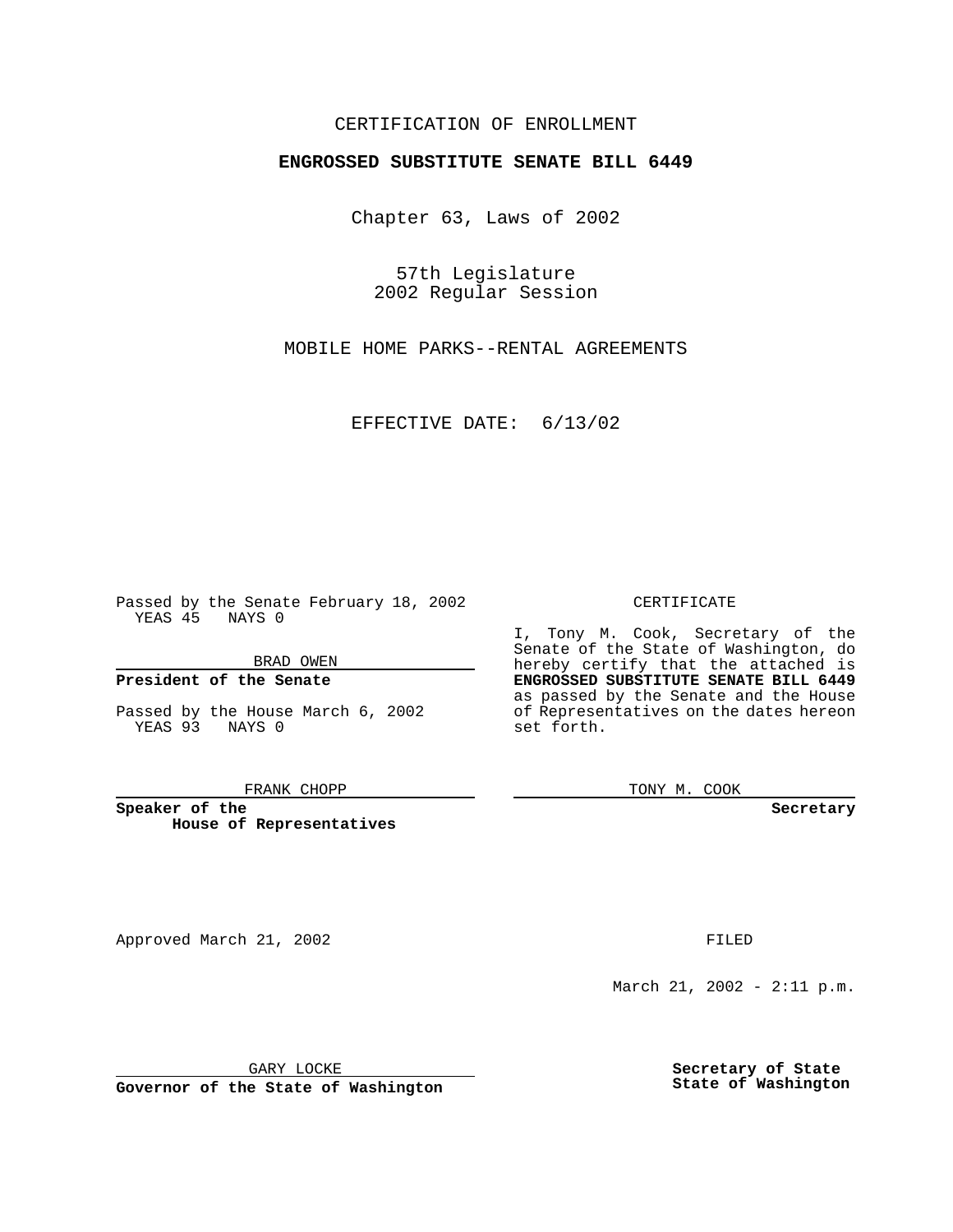CERTIFICATION OF ENROLLMENT

**ENGROSSED SUBSTITUTE SENATE BILL 6449**

Chapter 63, Laws of 2002

57th Legislature
2002 Regular Session

MOBILE HOME PARKS--RENTAL AGREEMENTS

EFFECTIVE DATE: 6/13/02

Passed by the Senate February 18, 2002
YEAS 45 NAYS 0

BRAD OWEN

**President of the Senate**

Passed by the House March 6, 2002
YEAS 93 NAYS 0

FRANK CHOPP

**Speaker of the House of Representatives**

CERTIFICATE

I, Tony M. Cook, Secretary of the Senate of the State of Washington, do hereby certify that the attached is **ENGROSSED SUBSTITUTE SENATE BILL 6449** as passed by the Senate and the House of Representatives on the dates hereon set forth.

TONY M. COOK

**Secretary**

Approved March 21, 2002

FILED

March 21, 2002 - 2:11 p.m.

GARY LOCKE

**Governor of the State of Washington**

**Secretary of State State of Washington**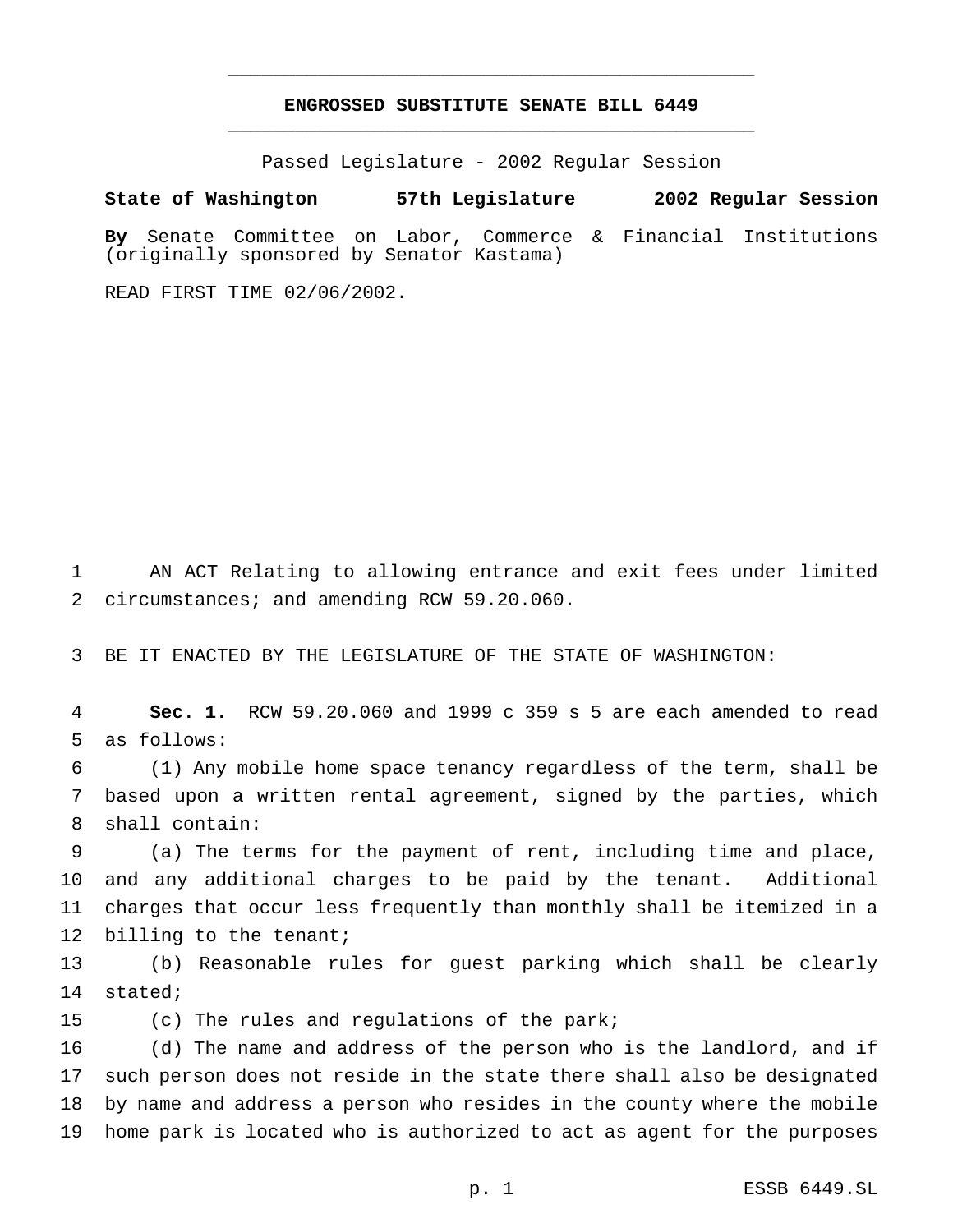# ENGROSSED SUBSTITUTE SENATE BILL 6449

Passed Legislature - 2002 Regular Session

**State of Washington 57th Legislature 2002 Regular Session**

**By** Senate Committee on Labor, Commerce & Financial Institutions (originally sponsored by Senator Kastama)

READ FIRST TIME 02/06/2002.

AN ACT Relating to allowing entrance and exit fees under limited circumstances; and amending RCW 59.20.060.

BE IT ENACTED BY THE LEGISLATURE OF THE STATE OF WASHINGTON:

**Sec. 1.** RCW 59.20.060 and 1999 c 359 s 5 are each amended to read as follows:

(1) Any mobile home space tenancy regardless of the term, shall be based upon a written rental agreement, signed by the parties, which shall contain:

(a) The terms for the payment of rent, including time and place, and any additional charges to be paid by the tenant. Additional charges that occur less frequently than monthly shall be itemized in a billing to the tenant;

(b) Reasonable rules for guest parking which shall be clearly stated;

(c) The rules and regulations of the park;

(d) The name and address of the person who is the landlord, and if such person does not reside in the state there shall also be designated by name and address a person who resides in the county where the mobile home park is located who is authorized to act as agent for the purposes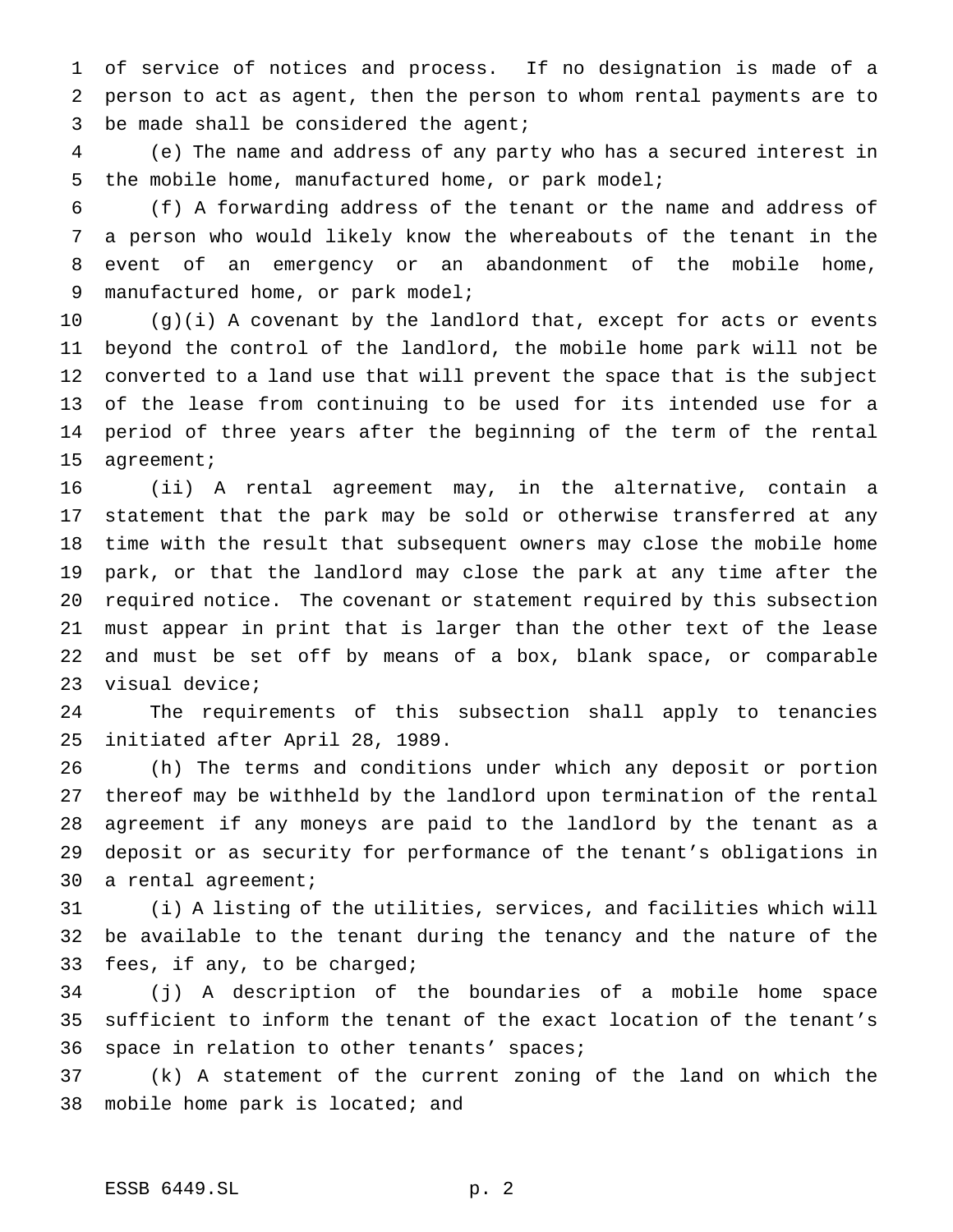of service of notices and process. If no designation is made of a person to act as agent, then the person to whom rental payments are to be made shall be considered the agent;

(e) The name and address of any party who has a secured interest in the mobile home, manufactured home, or park model;

(f) A forwarding address of the tenant or the name and address of a person who would likely know the whereabouts of the tenant in the event of an emergency or an abandonment of the mobile home, manufactured home, or park model;

(g)(i) A covenant by the landlord that, except for acts or events beyond the control of the landlord, the mobile home park will not be converted to a land use that will prevent the space that is the subject of the lease from continuing to be used for its intended use for a period of three years after the beginning of the term of the rental agreement;

(ii) A rental agreement may, in the alternative, contain a statement that the park may be sold or otherwise transferred at any time with the result that subsequent owners may close the mobile home park, or that the landlord may close the park at any time after the required notice. The covenant or statement required by this subsection must appear in print that is larger than the other text of the lease and must be set off by means of a box, blank space, or comparable visual device;

The requirements of this subsection shall apply to tenancies initiated after April 28, 1989.

(h) The terms and conditions under which any deposit or portion thereof may be withheld by the landlord upon termination of the rental agreement if any moneys are paid to the landlord by the tenant as a deposit or as security for performance of the tenant's obligations in a rental agreement;

(i) A listing of the utilities, services, and facilities which will be available to the tenant during the tenancy and the nature of the fees, if any, to be charged;

(j) A description of the boundaries of a mobile home space sufficient to inform the tenant of the exact location of the tenant's space in relation to other tenants' spaces;

(k) A statement of the current zoning of the land on which the mobile home park is located; and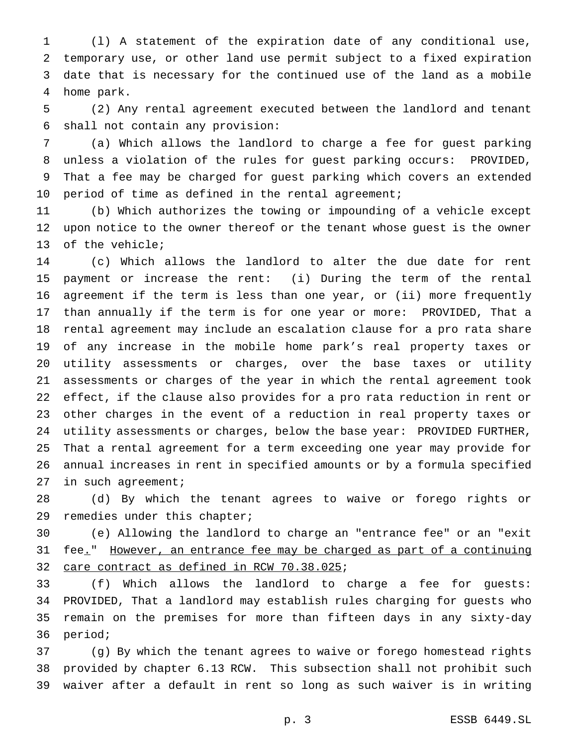(l) A statement of the expiration date of any conditional use, temporary use, or other land use permit subject to a fixed expiration date that is necessary for the continued use of the land as a mobile home park.

(2) Any rental agreement executed between the landlord and tenant shall not contain any provision:

(a) Which allows the landlord to charge a fee for guest parking unless a violation of the rules for guest parking occurs: PROVIDED, That a fee may be charged for guest parking which covers an extended period of time as defined in the rental agreement;

(b) Which authorizes the towing or impounding of a vehicle except upon notice to the owner thereof or the tenant whose guest is the owner of the vehicle;

(c) Which allows the landlord to alter the due date for rent payment or increase the rent: (i) During the term of the rental agreement if the term is less than one year, or (ii) more frequently than annually if the term is for one year or more: PROVIDED, That a rental agreement may include an escalation clause for a pro rata share of any increase in the mobile home park's real property taxes or utility assessments or charges, over the base taxes or utility assessments or charges of the year in which the rental agreement took effect, if the clause also provides for a pro rata reduction in rent or other charges in the event of a reduction in real property taxes or utility assessments or charges, below the base year: PROVIDED FURTHER, That a rental agreement for a term exceeding one year may provide for annual increases in rent in specified amounts or by a formula specified in such agreement;

(d) By which the tenant agrees to waive or forego rights or remedies under this chapter;

(e) Allowing the landlord to charge an "entrance fee" or an "exit fee<u>.</u>" <u>However, an entrance fee may be charged as part of a continuing care contract as defined in RCW 70.38.025</u>;

(f) Which allows the landlord to charge a fee for guests: PROVIDED, That a landlord may establish rules charging for guests who remain on the premises for more than fifteen days in any sixty-day period;

(g) By which the tenant agrees to waive or forego homestead rights provided by chapter 6.13 RCW. This subsection shall not prohibit such waiver after a default in rent so long as such waiver is in writing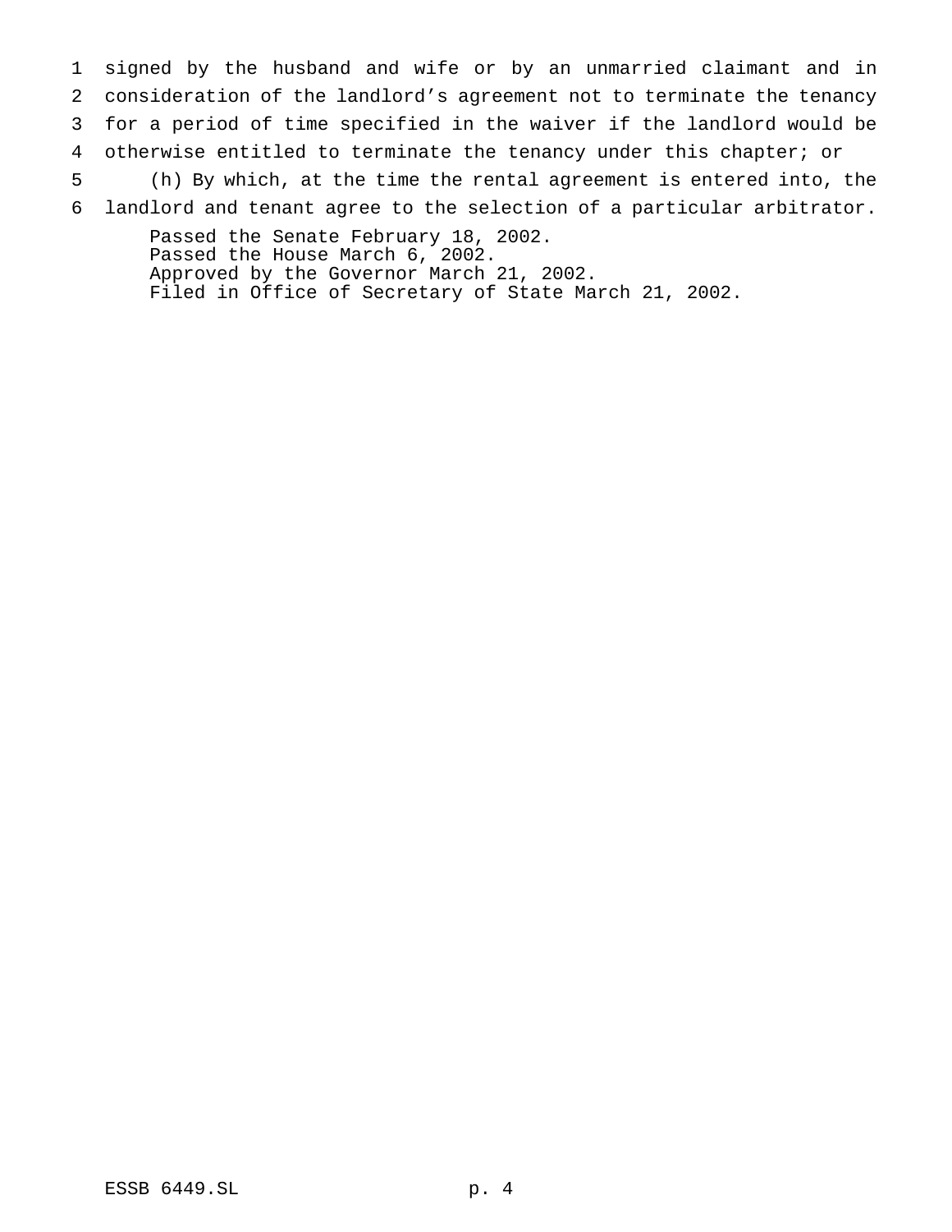signed by the husband and wife or by an unmarried claimant and in consideration of the landlord's agreement not to terminate the tenancy for a period of time specified in the waiver if the landlord would be otherwise entitled to terminate the tenancy under this chapter; or

(h) By which, at the time the rental agreement is entered into, the landlord and tenant agree to the selection of a particular arbitrator.

Passed the Senate February 18, 2002.
Passed the House March 6, 2002.
Approved by the Governor March 21, 2002.
Filed in Office of Secretary of State March 21, 2002.